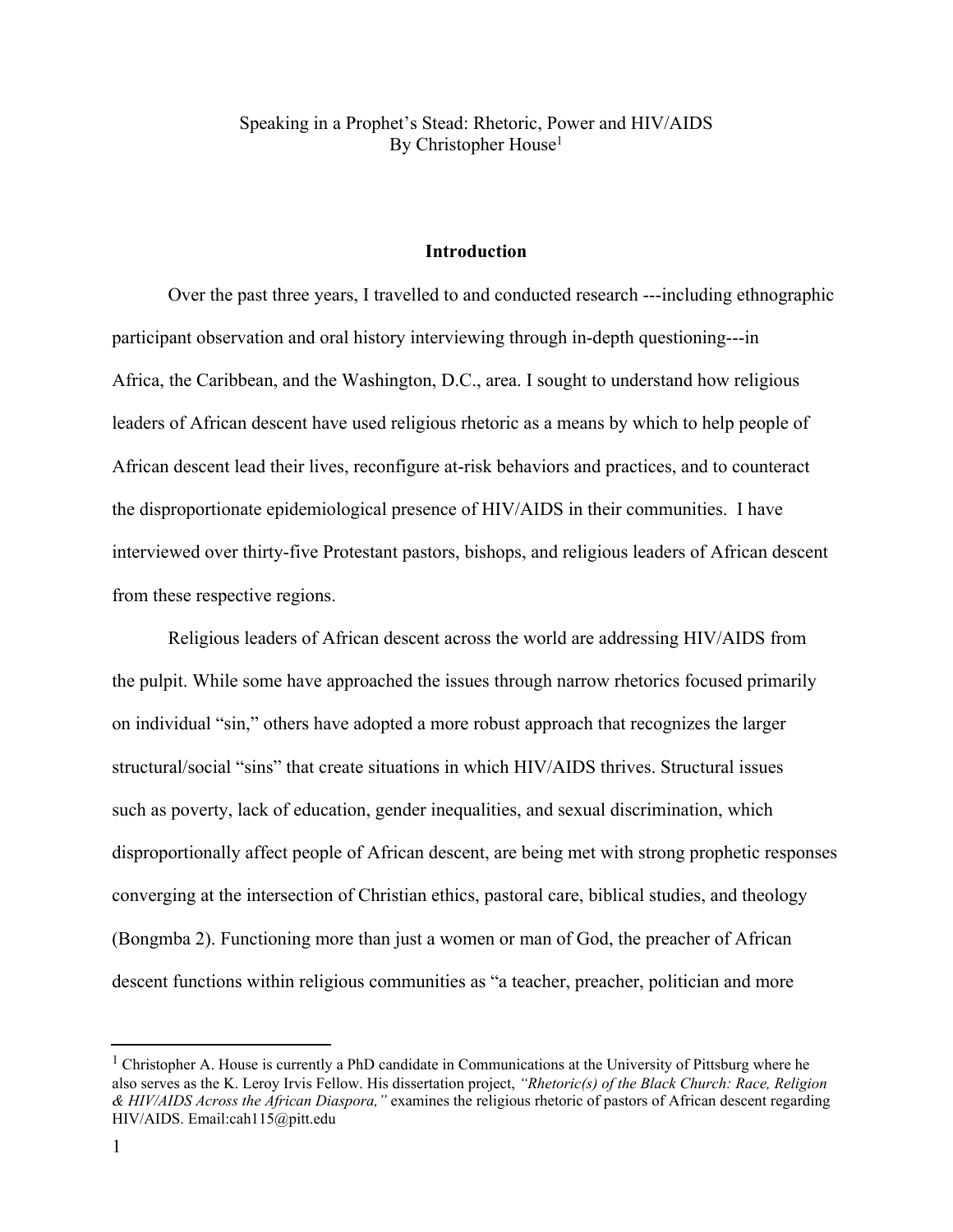# Speaking in a Prophet's Stead: Rhetoric, Power and HIV/AIDS

By Christopher House[1]

## Introduction

Over the past three years, I travelled to and conducted research ---including ethnographic participant observation and oral history interviewing through in-depth questioning---in Africa, the Caribbean, and the Washington, D.C., area. I sought to understand how religious leaders of African descent have used religious rhetoric as a means by which to help people of African descent lead their lives, reconfigure at-risk behaviors and practices, and to counteract the disproportionate epidemiological presence of HIV/AIDS in their communities. I have interviewed over thirty-five Protestant pastors, bishops, and religious leaders of African descent from these respective regions.

Religious leaders of African descent across the world are addressing HIV/AIDS from the pulpit. While some have approached the issues through narrow rhetorics focused primarily on individual "sin," others have adopted a more robust approach that recognizes the larger structural/social "sins" that create situations in which HIV/AIDS thrives. Structural issues such as poverty, lack of education, gender inequalities, and sexual discrimination, which disproportionally affect people of African descent, are being met with strong prophetic responses converging at the intersection of Christian ethics, pastoral care, biblical studies, and theology (Bongmba 2). Functioning more than just a women or man of God, the preacher of African descent functions within religious communities as "a teacher, preacher, politician and more

[1] Christopher A. House is currently a PhD candidate in Communications at the University of Pittsburg where he also serves as the K. Leroy Irvis Fellow. His dissertation project, *"Rhetoric(s) of the Black Church: Race, Religion & HIV/AIDS Across the African Diaspora,"* examines the religious rhetoric of pastors of African descent regarding HIV/AIDS. Email:cah115@pitt.edu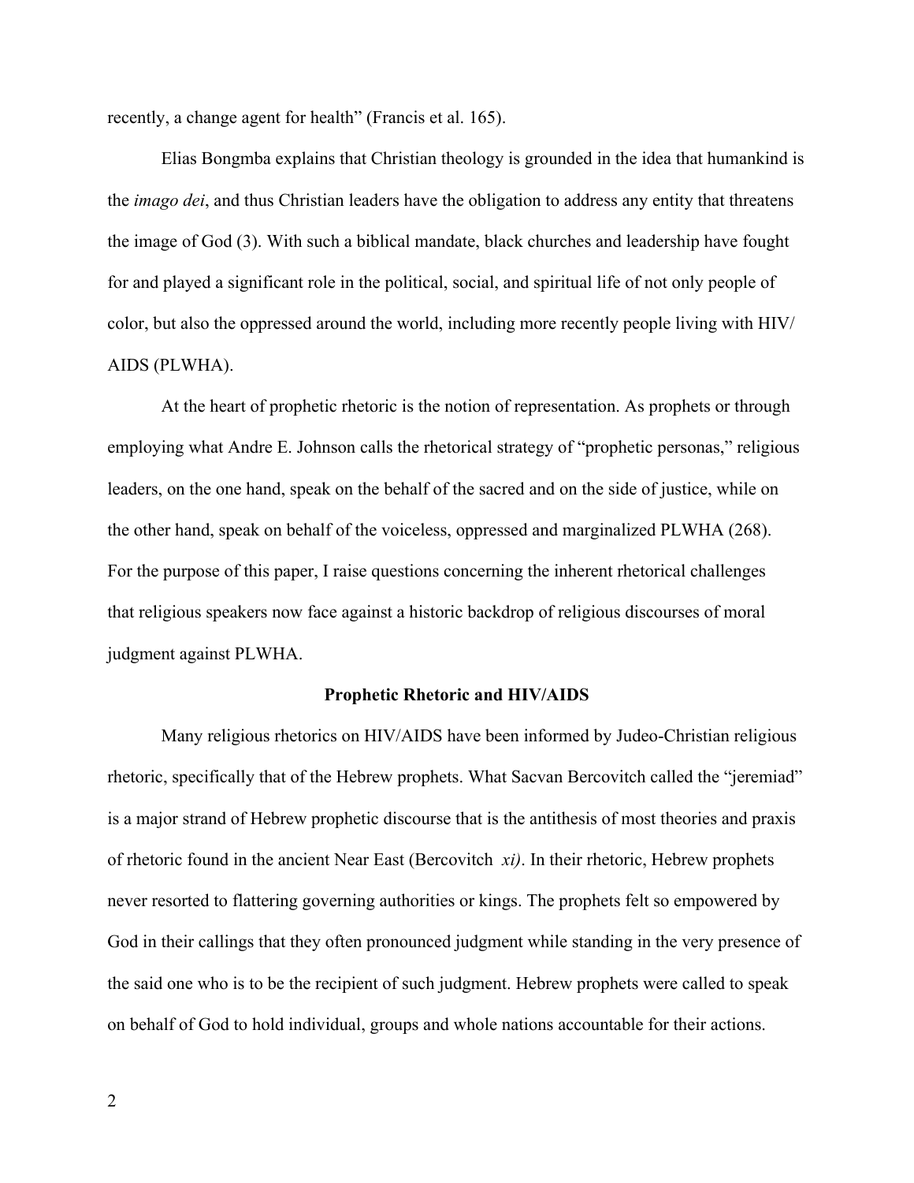recently, a change agent for health" (Francis et al. 165).

Elias Bongmba explains that Christian theology is grounded in the idea that humankind is the *imago dei*, and thus Christian leaders have the obligation to address any entity that threatens the image of God (3). With such a biblical mandate, black churches and leadership have fought for and played a significant role in the political, social, and spiritual life of not only people of color, but also the oppressed around the world, including more recently people living with HIV/AIDS (PLWHA).

At the heart of prophetic rhetoric is the notion of representation. As prophets or through employing what Andre E. Johnson calls the rhetorical strategy of "prophetic personas," religious leaders, on the one hand, speak on the behalf of the sacred and on the side of justice, while on the other hand, speak on behalf of the voiceless, oppressed and marginalized PLWHA (268). For the purpose of this paper, I raise questions concerning the inherent rhetorical challenges that religious speakers now face against a historic backdrop of religious discourses of moral judgment against PLWHA.

## Prophetic Rhetoric and HIV/AIDS

Many religious rhetorics on HIV/AIDS have been informed by Judeo-Christian religious rhetoric, specifically that of the Hebrew prophets. What Sacvan Bercovitch called the "jeremiad" is a major strand of Hebrew prophetic discourse that is the antithesis of most theories and praxis of rhetoric found in the ancient Near East (Bercovitch *xi)*. In their rhetoric, Hebrew prophets never resorted to flattering governing authorities or kings. The prophets felt so empowered by God in their callings that they often pronounced judgment while standing in the very presence of the said one who is to be the recipient of such judgment. Hebrew prophets were called to speak on behalf of God to hold individual, groups and whole nations accountable for their actions.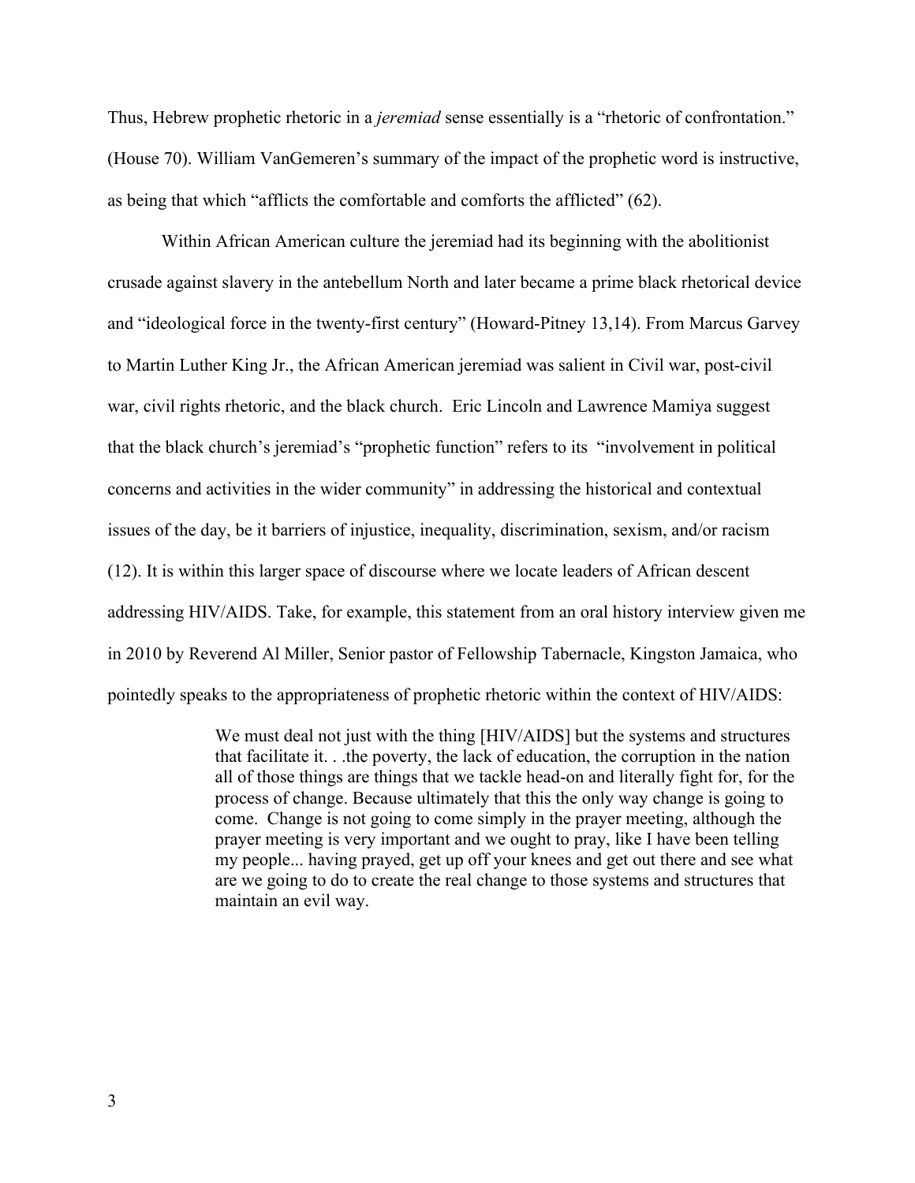Thus, Hebrew prophetic rhetoric in a *jeremiad* sense essentially is a "rhetoric of confrontation." (House 70). William VanGemeren's summary of the impact of the prophetic word is instructive, as being that which "afflicts the comfortable and comforts the afflicted" (62).

Within African American culture the jeremiad had its beginning with the abolitionist crusade against slavery in the antebellum North and later became a prime black rhetorical device and "ideological force in the twenty-first century" (Howard-Pitney 13,14). From Marcus Garvey to Martin Luther King Jr., the African American jeremiad was salient in Civil war, post-civil war, civil rights rhetoric, and the black church. Eric Lincoln and Lawrence Mamiya suggest that the black church's jeremiad's "prophetic function" refers to its "involvement in political concerns and activities in the wider community" in addressing the historical and contextual issues of the day, be it barriers of injustice, inequality, discrimination, sexism, and/or racism (12). It is within this larger space of discourse where we locate leaders of African descent addressing HIV/AIDS. Take, for example, this statement from an oral history interview given me in 2010 by Reverend Al Miller, Senior pastor of Fellowship Tabernacle, Kingston Jamaica, who pointedly speaks to the appropriateness of prophetic rhetoric within the context of HIV/AIDS:

> We must deal not just with the thing [HIV/AIDS] but the systems and structures that facilitate it. . .the poverty, the lack of education, the corruption in the nation all of those things are things that we tackle head-on and literally fight for, for the process of change. Because ultimately that this the only way change is going to come. Change is not going to come simply in the prayer meeting, although the prayer meeting is very important and we ought to pray, like I have been telling my people... having prayed, get up off your knees and get out there and see what are we going to do to create the real change to those systems and structures that maintain an evil way.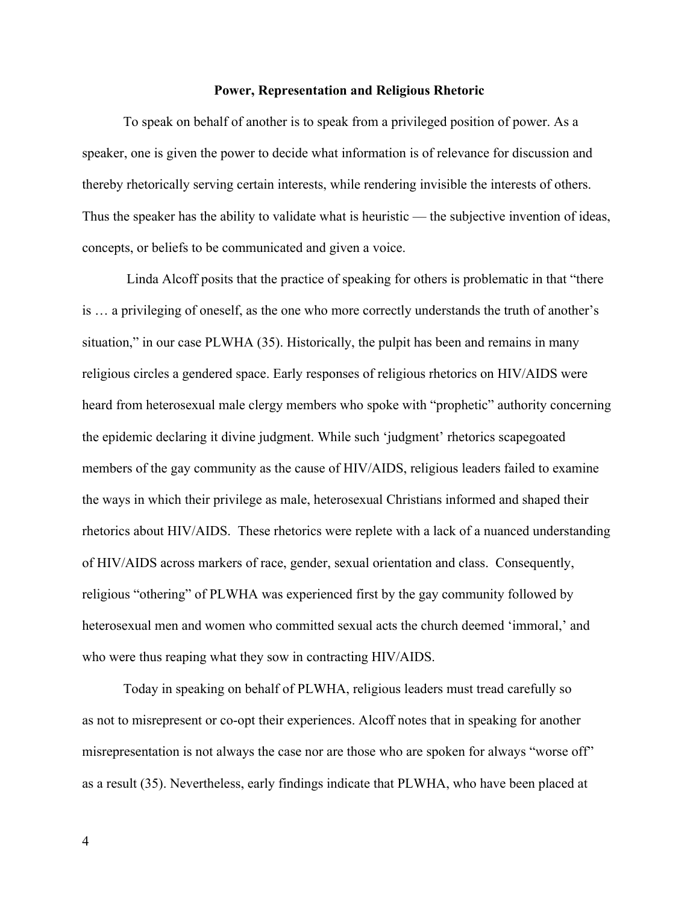**Power, Representation and Religious Rhetoric**

To speak on behalf of another is to speak from a privileged position of power. As a speaker, one is given the power to decide what information is of relevance for discussion and thereby rhetorically serving certain interests, while rendering invisible the interests of others. Thus the speaker has the ability to validate what is heuristic — the subjective invention of ideas, concepts, or beliefs to be communicated and given a voice.

Linda Alcoff posits that the practice of speaking for others is problematic in that "there is … a privileging of oneself, as the one who more correctly understands the truth of another's situation," in our case PLWHA (35). Historically, the pulpit has been and remains in many religious circles a gendered space. Early responses of religious rhetorics on HIV/AIDS were heard from heterosexual male clergy members who spoke with "prophetic" authority concerning the epidemic declaring it divine judgment. While such 'judgment' rhetorics scapegoated members of the gay community as the cause of HIV/AIDS, religious leaders failed to examine the ways in which their privilege as male, heterosexual Christians informed and shaped their rhetorics about HIV/AIDS. These rhetorics were replete with a lack of a nuanced understanding of HIV/AIDS across markers of race, gender, sexual orientation and class. Consequently, religious "othering" of PLWHA was experienced first by the gay community followed by heterosexual men and women who committed sexual acts the church deemed 'immoral,' and who were thus reaping what they sow in contracting HIV/AIDS.

Today in speaking on behalf of PLWHA, religious leaders must tread carefully so as not to misrepresent or co-opt their experiences. Alcoff notes that in speaking for another misrepresentation is not always the case nor are those who are spoken for always "worse off" as a result (35). Nevertheless, early findings indicate that PLWHA, who have been placed at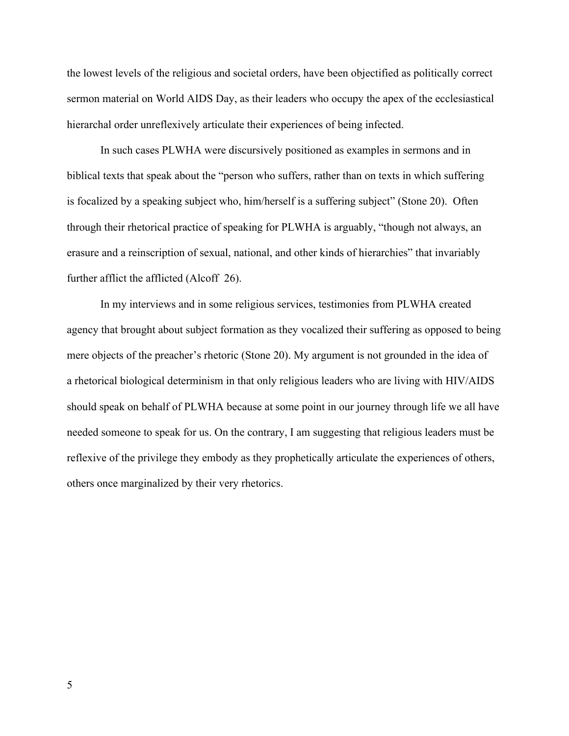the lowest levels of the religious and societal orders, have been objectified as politically correct sermon material on World AIDS Day, as their leaders who occupy the apex of the ecclesiastical hierarchal order unreflexively articulate their experiences of being infected.

In such cases PLWHA were discursively positioned as examples in sermons and in biblical texts that speak about the "person who suffers, rather than on texts in which suffering is focalized by a speaking subject who, him/herself is a suffering subject" (Stone 20). Often through their rhetorical practice of speaking for PLWHA is arguably, "though not always, an erasure and a reinscription of sexual, national, and other kinds of hierarchies" that invariably further afflict the afflicted (Alcoff 26).

In my interviews and in some religious services, testimonies from PLWHA created agency that brought about subject formation as they vocalized their suffering as opposed to being mere objects of the preacher's rhetoric (Stone 20). My argument is not grounded in the idea of a rhetorical biological determinism in that only religious leaders who are living with HIV/AIDS should speak on behalf of PLWHA because at some point in our journey through life we all have needed someone to speak for us. On the contrary, I am suggesting that religious leaders must be reflexive of the privilege they embody as they prophetically articulate the experiences of others, others once marginalized by their very rhetorics.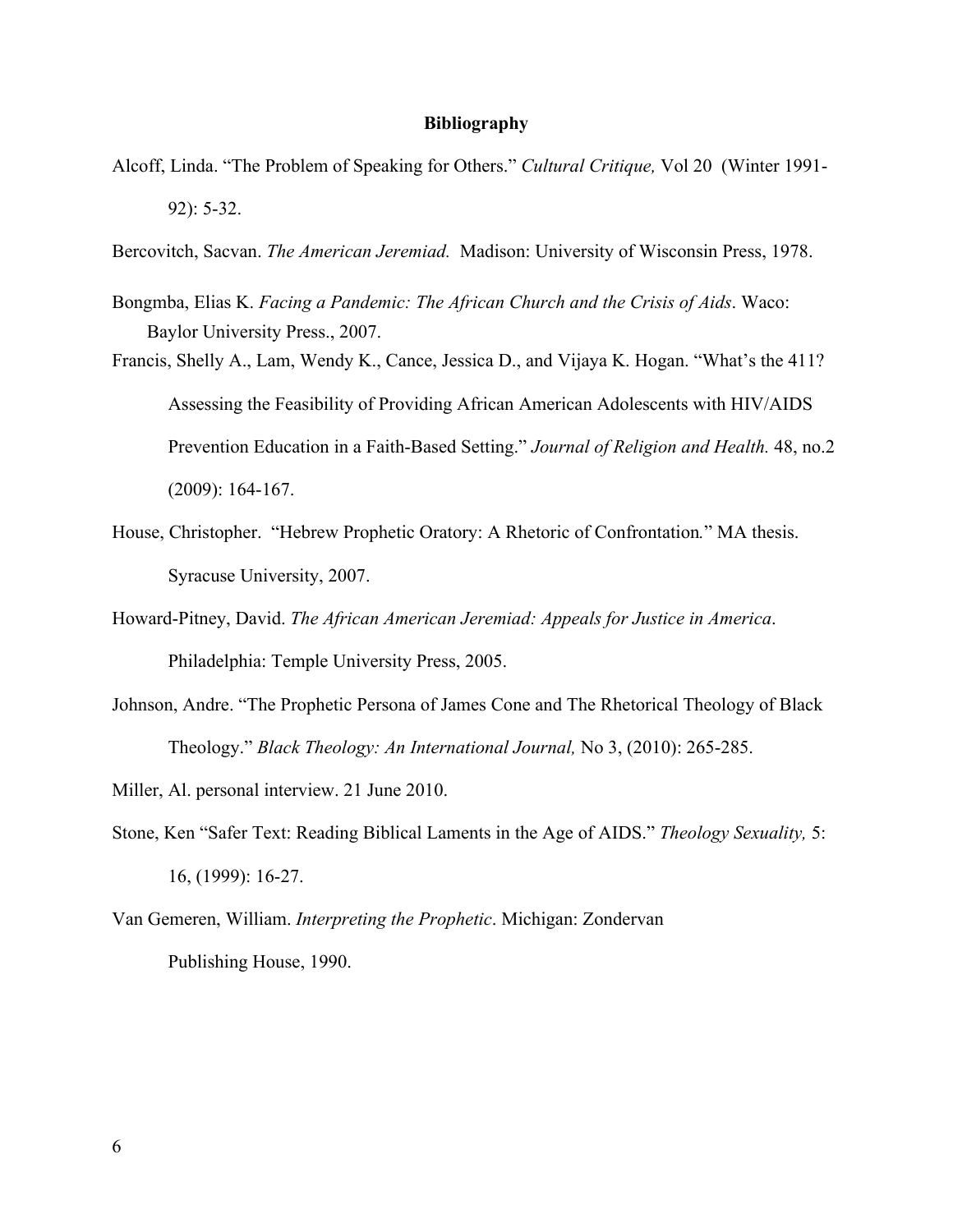# Bibliography

Alcoff, Linda. "The Problem of Speaking for Others." *Cultural Critique,* Vol 20 (Winter 1991-92): 5-32.

Bercovitch, Sacvan. *The American Jeremiad.* Madison: University of Wisconsin Press, 1978.

Bongmba, Elias K. *Facing a Pandemic: The African Church and the Crisis of Aids*. Waco: Baylor University Press., 2007.

Francis, Shelly A., Lam, Wendy K., Cance, Jessica D., and Vijaya K. Hogan. "What's the 411? Assessing the Feasibility of Providing African American Adolescents with HIV/AIDS Prevention Education in a Faith-Based Setting." *Journal of Religion and Health.* 48, no.2 (2009): 164-167.

House, Christopher. "Hebrew Prophetic Oratory: A Rhetoric of Confrontation*.*" MA thesis. Syracuse University, 2007.

Howard-Pitney, David. *The African American Jeremiad: Appeals for Justice in America*. Philadelphia: Temple University Press, 2005.

Johnson, Andre. "The Prophetic Persona of James Cone and The Rhetorical Theology of Black Theology." *Black Theology: An International Journal,* No 3, (2010): 265-285.

Miller, Al. personal interview. 21 June 2010.

Stone, Ken "Safer Text: Reading Biblical Laments in the Age of AIDS." *Theology Sexuality,* 5: 16, (1999): 16-27.

Van Gemeren, William. *Interpreting the Prophetic*. Michigan: Zondervan Publishing House, 1990.